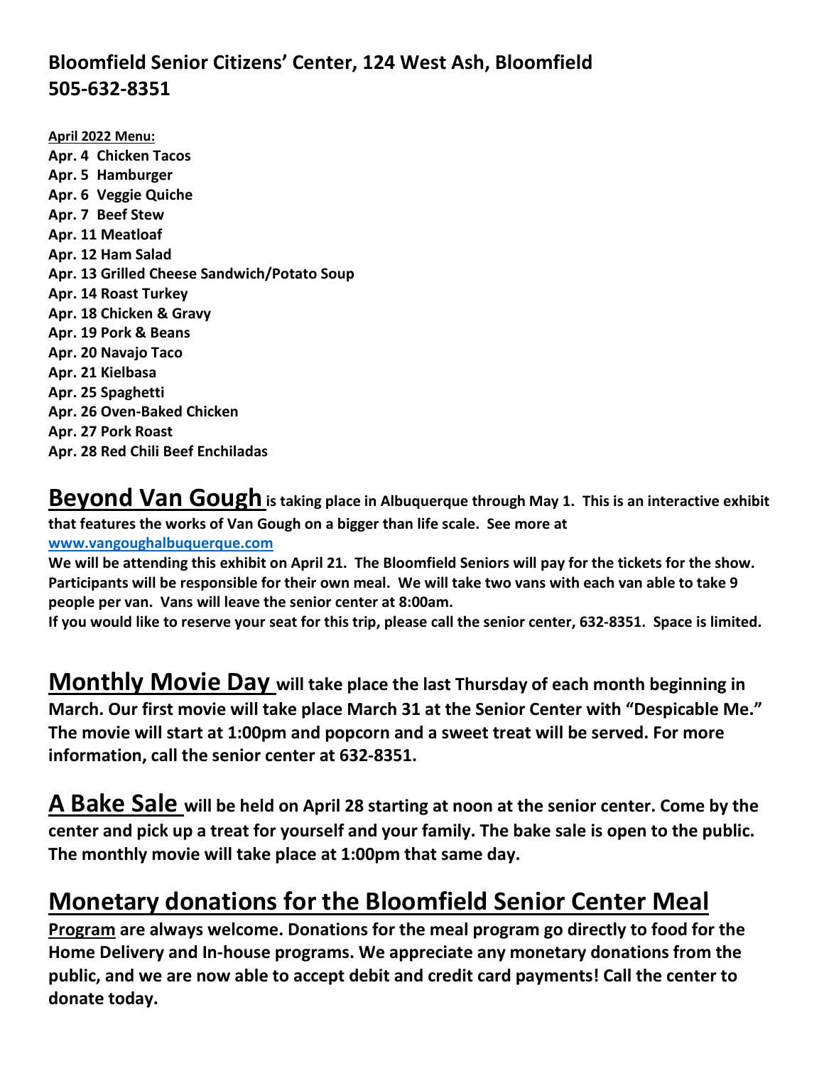## Bloomfield Senior Citizens' Center, 124 West Ash, Bloomfield
## 505-632-8351

**April 2022 Menu:**

**Apr. 4 Chicken Tacos**
**Apr. 5 Hamburger**
**Apr. 6 Veggie Quiche**
**Apr. 7 Beef Stew**
**Apr. 11 Meatloaf**
**Apr. 12 Ham Salad**
**Apr. 13 Grilled Cheese Sandwich/Potato Soup**
**Apr. 14 Roast Turkey**
**Apr. 18 Chicken & Gravy**
**Apr. 19 Pork & Beans**
**Apr. 20 Navajo Taco**
**Apr. 21 Kielbasa**
**Apr. 25 Spaghetti**
**Apr. 26 Oven-Baked Chicken**
**Apr. 27 Pork Roast**
**Apr. 28 Red Chili Beef Enchiladas**

**Beyond Van Gough** **is taking place in Albuquerque through May 1. This is an interactive exhibit that features the works of Van Gough on a bigger than life scale. See more at [www.vangoughalbuquerque.com](http://www.vangoughalbuquerque.com)**

**We will be attending this exhibit on April 21. The Bloomfield Seniors will pay for the tickets for the show. Participants will be responsible for their own meal. We will take two vans with each van able to take 9 people per van. Vans will leave the senior center at 8:00am.**

**If you would like to reserve your seat for this trip, please call the senior center, 632-8351. Space is limited.**

**Monthly Movie Day** **will take place the last Thursday of each month beginning in March. Our first movie will take place March 31 at the Senior Center with "Despicable Me." The movie will start at 1:00pm and popcorn and a sweet treat will be served. For more information, call the senior center at 632-8351.**

**A Bake Sale** **will be held on April 28 starting at noon at the senior center. Come by the center and pick up a treat for yourself and your family. The bake sale is open to the public. The monthly movie will take place at 1:00pm that same day.**

**Monetary donations for the Bloomfield Senior Center Meal Program** **are always welcome. Donations for the meal program go directly to food for the Home Delivery and In-house programs. We appreciate any monetary donations from the public, and we are now able to accept debit and credit card payments! Call the center to donate today.**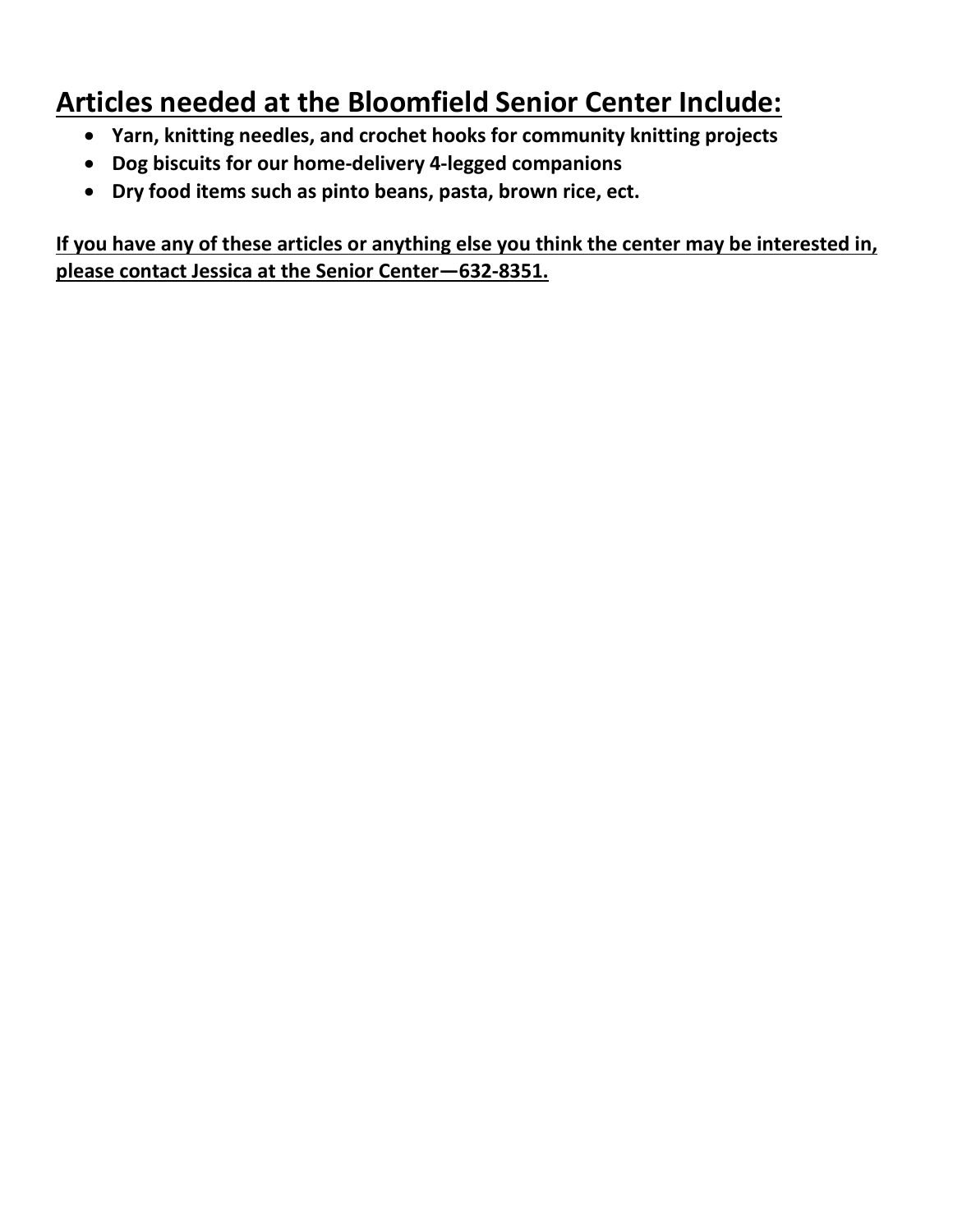## Articles needed at the Bloomfield Senior Center Include:

- **Yarn, knitting needles, and crochet hooks for community knitting projects**
- **Dog biscuits for our home-delivery 4-legged companions**
- **Dry food items such as pinto beans, pasta, brown rice, ect.**

**If you have any of these articles or anything else you think the center may be interested in, please contact Jessica at the Senior Center—632-8351.**